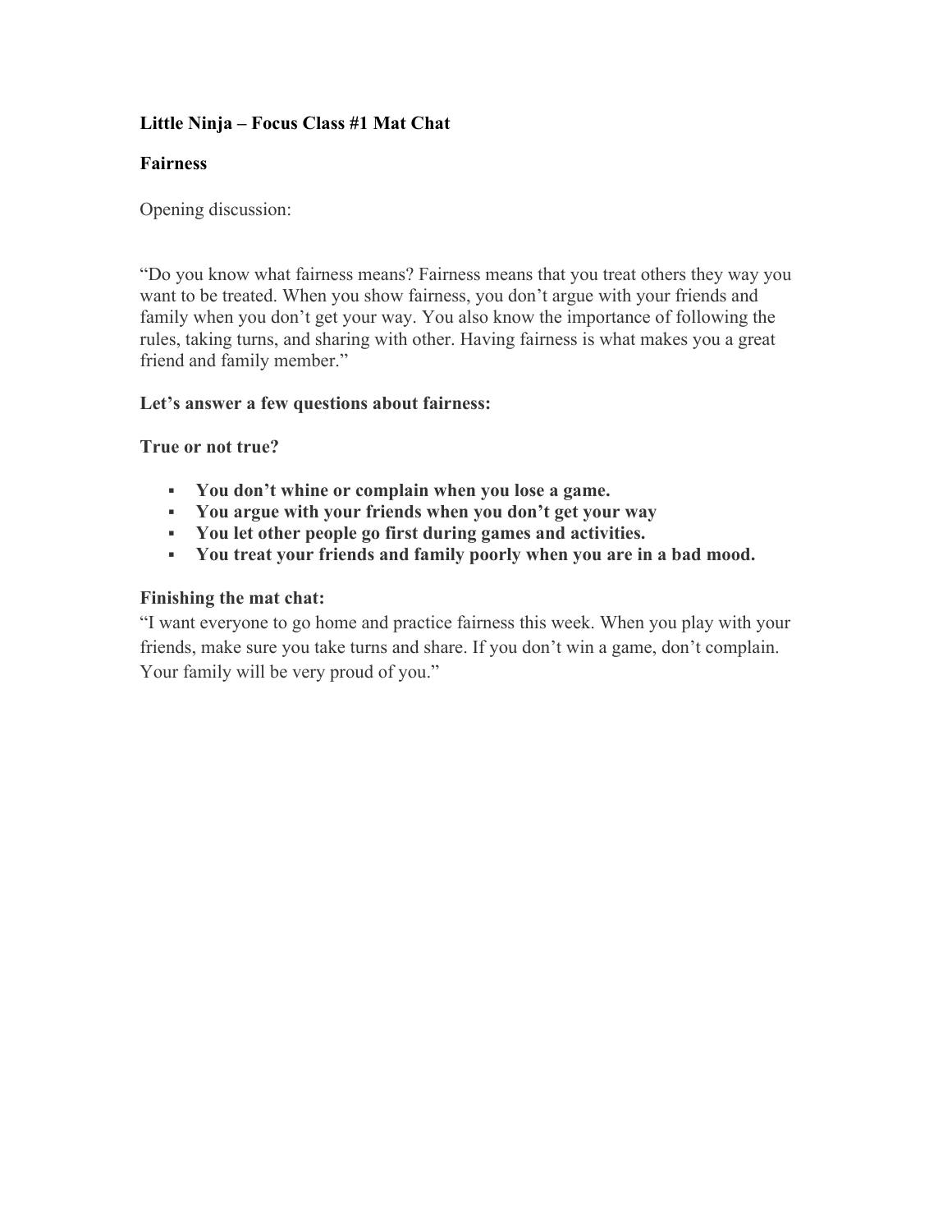**Little Ninja – Focus Class #1 Mat Chat**

**Fairness**

Opening discussion:

"Do you know what fairness means? Fairness means that you treat others they way you want to be treated. When you show fairness, you don't argue with your friends and family when you don't get your way. You also know the importance of following the rules, taking turns, and sharing with other. Having fairness is what makes you a great friend and family member."

**Let's answer a few questions about fairness:**

**True or not true?**

- **You don't whine or complain when you lose a game.**
- **You argue with your friends when you don't get your way**
- **You let other people go first during games and activities.**
- **You treat your friends and family poorly when you are in a bad mood.**

**Finishing the mat chat:**

"I want everyone to go home and practice fairness this week. When you play with your friends, make sure you take turns and share. If you don't win a game, don't complain. Your family will be very proud of you."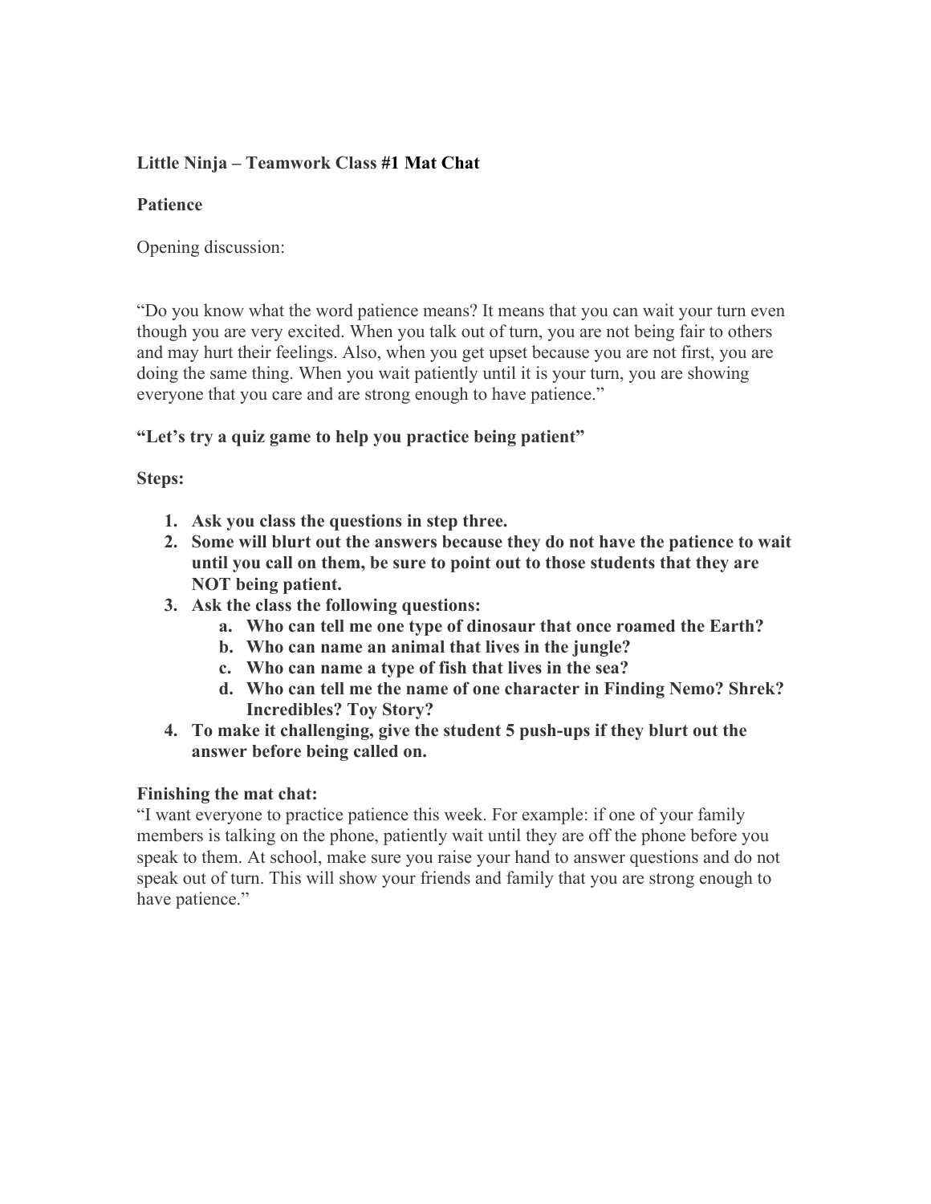**Little Ninja – Teamwork Class #1 Mat Chat**

**Patience**

Opening discussion:

"Do you know what the word patience means? It means that you can wait your turn even though you are very excited. When you talk out of turn, you are not being fair to others and may hurt their feelings. Also, when you get upset because you are not first, you are doing the same thing. When you wait patiently until it is your turn, you are showing everyone that you care and are strong enough to have patience."

**"Let's try a quiz game to help you practice being patient"**

**Steps:**

1. **Ask you class the questions in step three.**
2. **Some will blurt out the answers because they do not have the patience to wait until you call on them, be sure to point out to those students that they are NOT being patient.**
3. **Ask the class the following questions:**
    a. **Who can tell me one type of dinosaur that once roamed the Earth?**
    b. **Who can name an animal that lives in the jungle?**
    c. **Who can name a type of fish that lives in the sea?**
    d. **Who can tell me the name of one character in Finding Nemo? Shrek? Incredibles? Toy Story?**
4. **To make it challenging, give the student 5 push-ups if they blurt out the answer before being called on.**

**Finishing the mat chat:**

"I want everyone to practice patience this week. For example: if one of your family members is talking on the phone, patiently wait until they are off the phone before you speak to them. At school, make sure you raise your hand to answer questions and do not speak out of turn. This will show your friends and family that you are strong enough to have patience."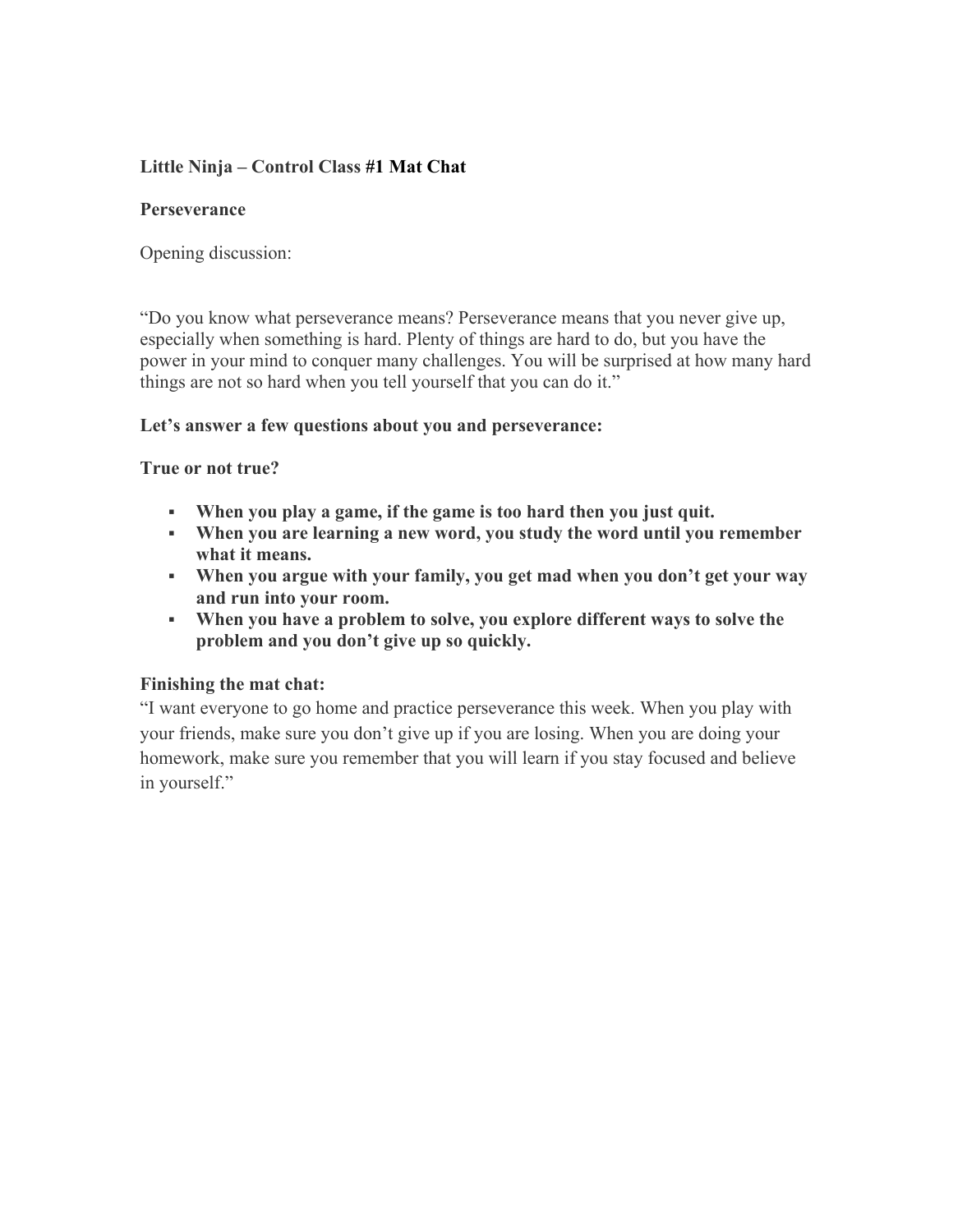**Little Ninja – Control Class #1 Mat Chat**

**Perseverance**

Opening discussion:

"Do you know what perseverance means? Perseverance means that you never give up, especially when something is hard. Plenty of things are hard to do, but you have the power in your mind to conquer many challenges. You will be surprised at how many hard things are not so hard when you tell yourself that you can do it."

**Let's answer a few questions about you and perseverance:**

**True or not true?**

- **When you play a game, if the game is too hard then you just quit.**
- **When you are learning a new word, you study the word until you remember what it means.**
- **When you argue with your family, you get mad when you don't get your way and run into your room.**
- **When you have a problem to solve, you explore different ways to solve the problem and you don't give up so quickly.**

**Finishing the mat chat:**

"I want everyone to go home and practice perseverance this week. When you play with your friends, make sure you don't give up if you are losing. When you are doing your homework, make sure you remember that you will learn if you stay focused and believe in yourself."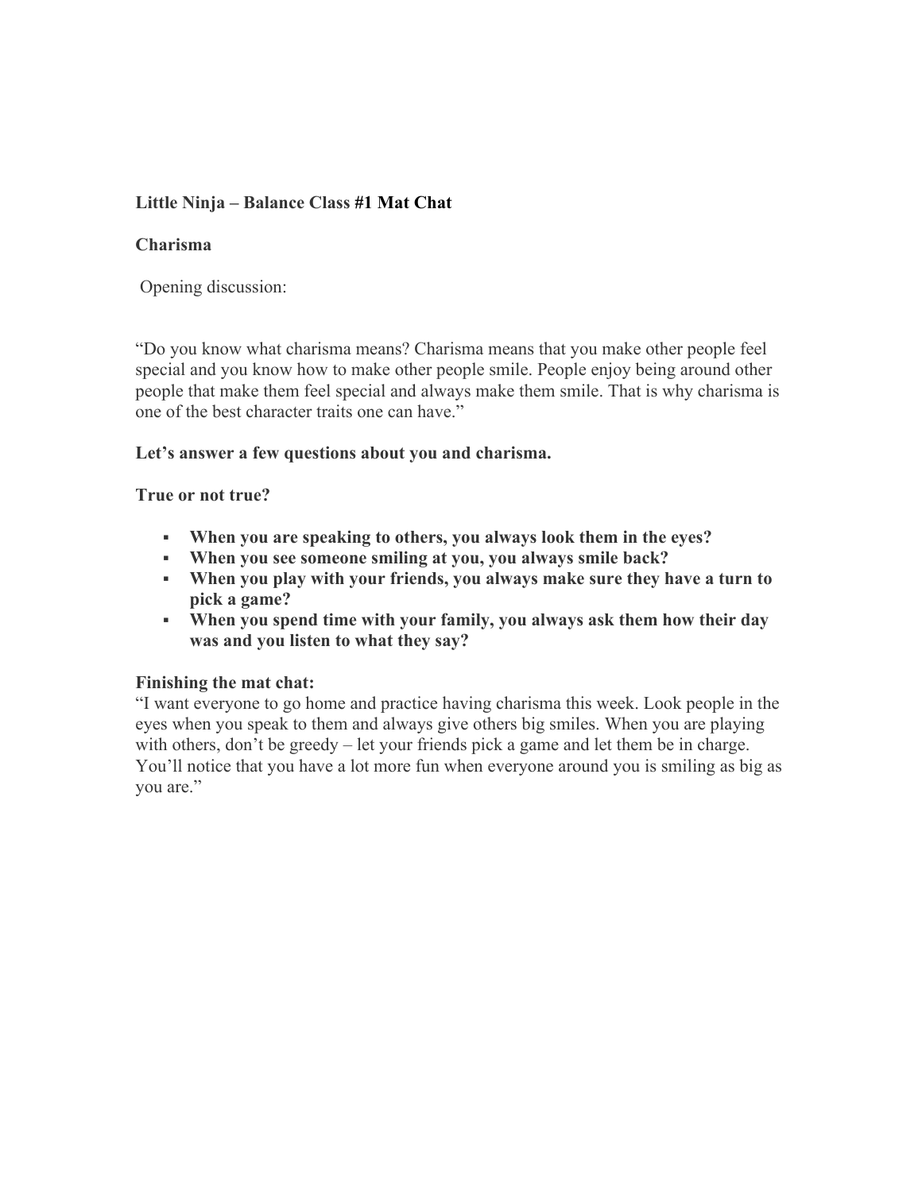**Little Ninja – Balance Class #1 Mat Chat**

**Charisma**

Opening discussion:

"Do you know what charisma means? Charisma means that you make other people feel special and you know how to make other people smile. People enjoy being around other people that make them feel special and always make them smile. That is why charisma is one of the best character traits one can have."

**Let's answer a few questions about you and charisma.**

**True or not true?**

- **When you are speaking to others, you always look them in the eyes?**
- **When you see someone smiling at you, you always smile back?**
- **When you play with your friends, you always make sure they have a turn to pick a game?**
- **When you spend time with your family, you always ask them how their day was and you listen to what they say?**

**Finishing the mat chat:**
"I want everyone to go home and practice having charisma this week. Look people in the eyes when you speak to them and always give others big smiles. When you are playing with others, don't be greedy – let your friends pick a game and let them be in charge. You'll notice that you have a lot more fun when everyone around you is smiling as big as you are."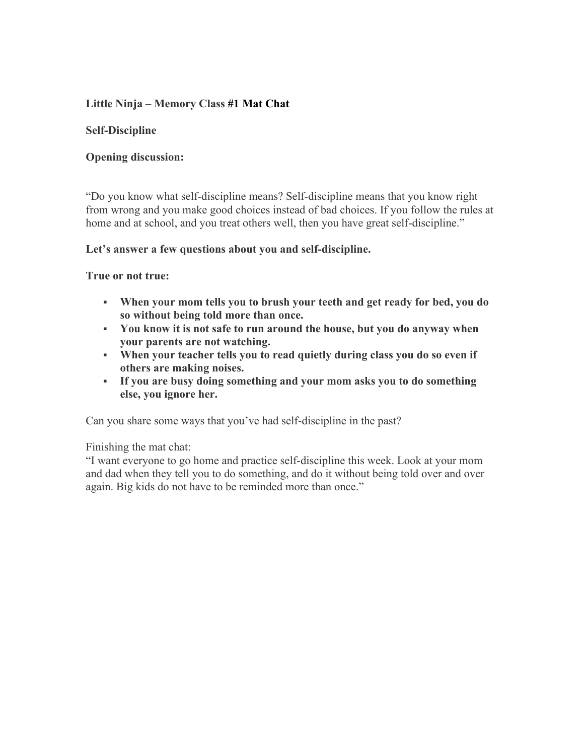**Little Ninja – Memory Class #1 Mat Chat**

**Self-Discipline**

**Opening discussion:**

"Do you know what self-discipline means? Self-discipline means that you know right from wrong and you make good choices instead of bad choices. If you follow the rules at home and at school, and you treat others well, then you have great self-discipline."

**Let's answer a few questions about you and self-discipline.**

**True or not true:**

- **When your mom tells you to brush your teeth and get ready for bed, you do so without being told more than once.**
- **You know it is not safe to run around the house, but you do anyway when your parents are not watching.**
- **When your teacher tells you to read quietly during class you do so even if others are making noises.**
- **If you are busy doing something and your mom asks you to do something else, you ignore her.**

Can you share some ways that you've had self-discipline in the past?

Finishing the mat chat:
"I want everyone to go home and practice self-discipline this week. Look at your mom and dad when they tell you to do something, and do it without being told over and over again. Big kids do not have to be reminded more than once."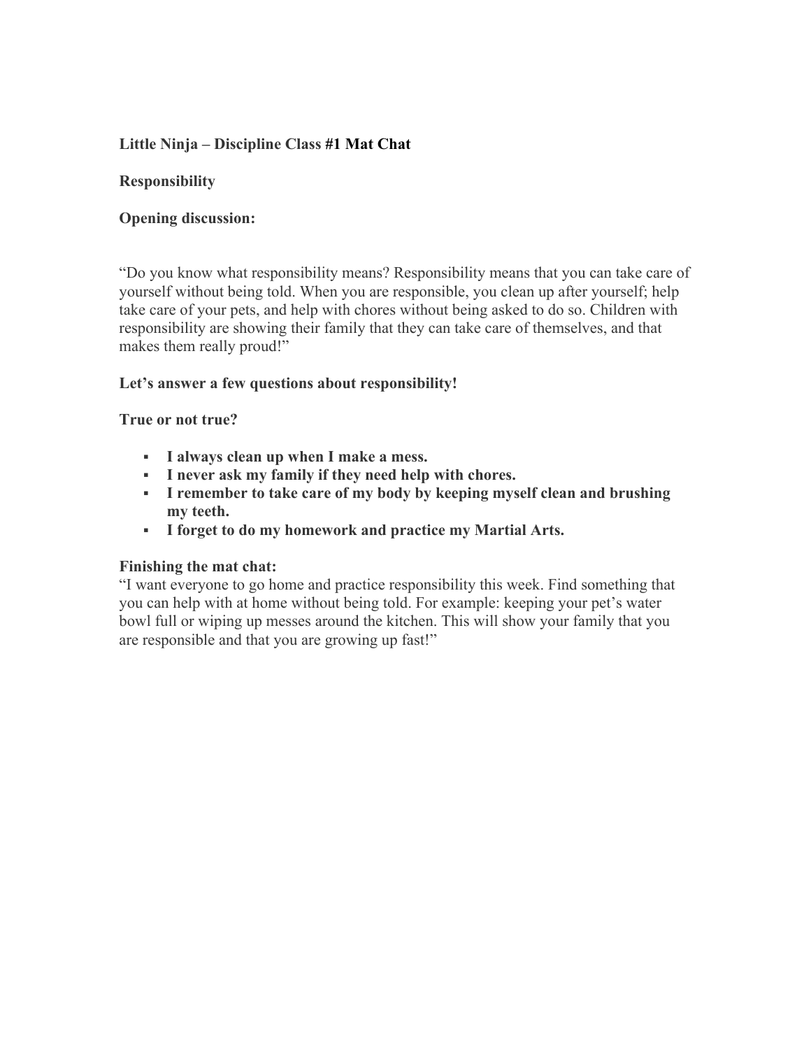**Little Ninja – Discipline Class #1 Mat Chat**

**Responsibility**

**Opening discussion:**

"Do you know what responsibility means? Responsibility means that you can take care of yourself without being told. When you are responsible, you clean up after yourself; help take care of your pets, and help with chores without being asked to do so. Children with responsibility are showing their family that they can take care of themselves, and that makes them really proud!"

**Let's answer a few questions about responsibility!**

**True or not true?**

- **I always clean up when I make a mess.**
- **I never ask my family if they need help with chores.**
- **I remember to take care of my body by keeping myself clean and brushing my teeth.**
- **I forget to do my homework and practice my Martial Arts.**

**Finishing the mat chat:**

"I want everyone to go home and practice responsibility this week. Find something that you can help with at home without being told. For example: keeping your pet's water bowl full or wiping up messes around the kitchen. This will show your family that you are responsible and that you are growing up fast!"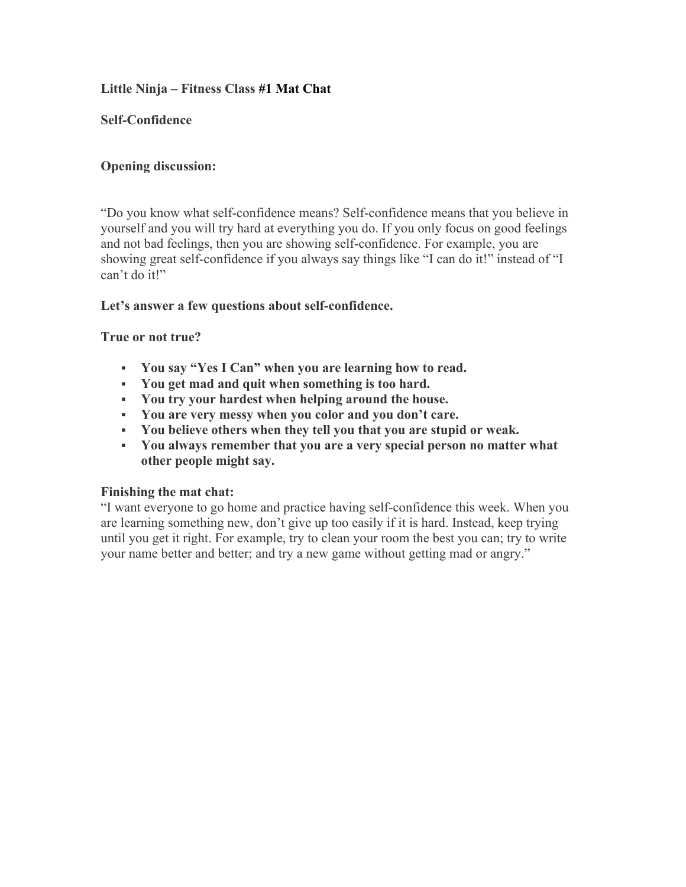**Little Ninja – Fitness Class #1 Mat Chat**

**Self-Confidence**

**Opening discussion:**

"Do you know what self-confidence means? Self-confidence means that you believe in yourself and you will try hard at everything you do. If you only focus on good feelings and not bad feelings, then you are showing self-confidence. For example, you are showing great self-confidence if you always say things like "I can do it!" instead of "I can't do it!"

**Let's answer a few questions about self-confidence.**

**True or not true?**

- **You say "Yes I Can" when you are learning how to read.**
- **You get mad and quit when something is too hard.**
- **You try your hardest when helping around the house.**
- **You are very messy when you color and you don't care.**
- **You believe others when they tell you that you are stupid or weak.**
- **You always remember that you are a very special person no matter what other people might say.**

**Finishing the mat chat:**

"I want everyone to go home and practice having self-confidence this week. When you are learning something new, don't give up too easily if it is hard. Instead, keep trying until you get it right. For example, try to clean your room the best you can; try to write your name better and better; and try a new game without getting mad or angry."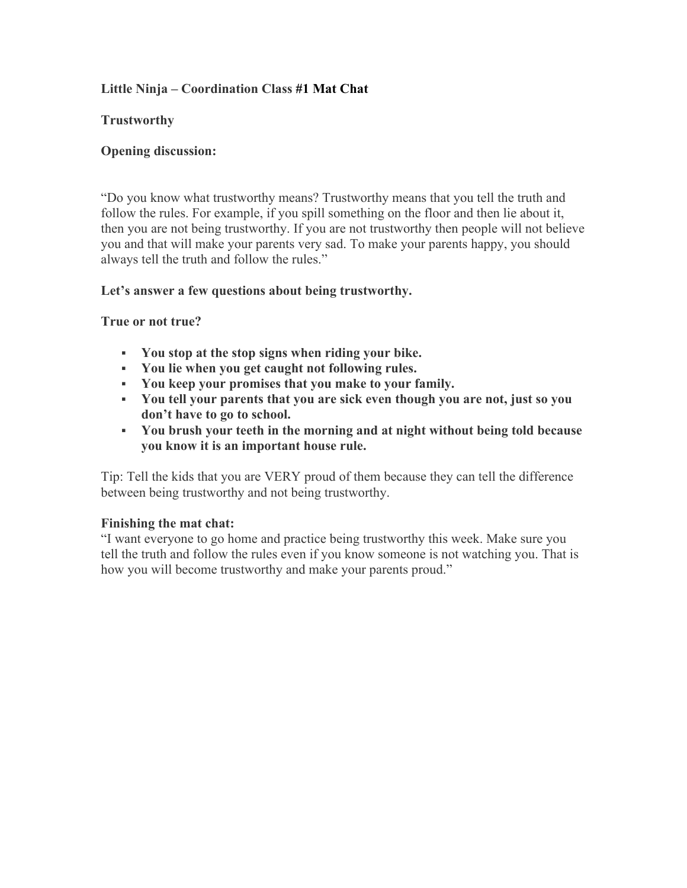**Little Ninja – Coordination Class #1 Mat Chat**

**Trustworthy**

**Opening discussion:**

"Do you know what trustworthy means? Trustworthy means that you tell the truth and follow the rules. For example, if you spill something on the floor and then lie about it, then you are not being trustworthy. If you are not trustworthy then people will not believe you and that will make your parents very sad. To make your parents happy, you should always tell the truth and follow the rules."

**Let's answer a few questions about being trustworthy.**

**True or not true?**

- **You stop at the stop signs when riding your bike.**
- **You lie when you get caught not following rules.**
- **You keep your promises that you make to your family.**
- **You tell your parents that you are sick even though you are not, just so you don't have to go to school.**
- **You brush your teeth in the morning and at night without being told because you know it is an important house rule.**

Tip: Tell the kids that you are VERY proud of them because they can tell the difference between being trustworthy and not being trustworthy.

**Finishing the mat chat:**
"I want everyone to go home and practice being trustworthy this week. Make sure you tell the truth and follow the rules even if you know someone is not watching you. That is how you will become trustworthy and make your parents proud."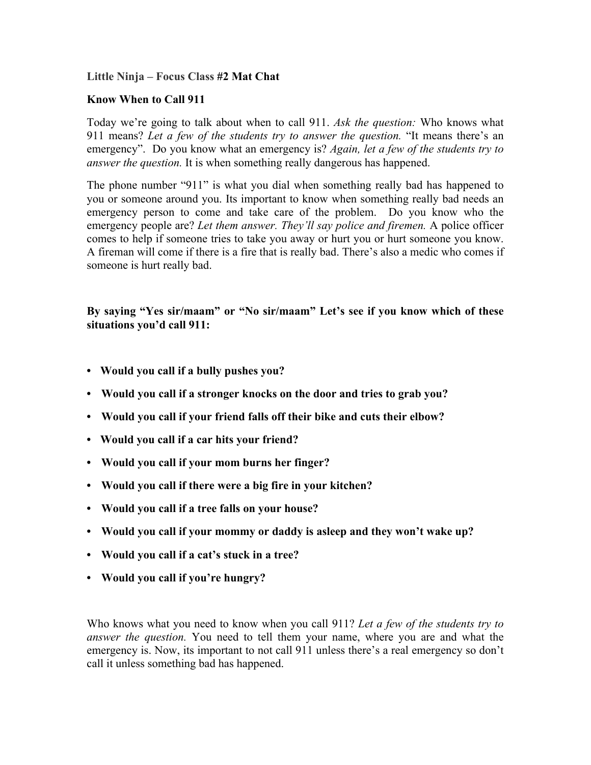**Little Ninja – Focus Class #2 Mat Chat**

**Know When to Call 911**

Today we're going to talk about when to call 911. *Ask the question:* Who knows what 911 means? *Let a few of the students try to answer the question.* "It means there's an emergency". Do you know what an emergency is? *Again, let a few of the students try to answer the question.* It is when something really dangerous has happened.

The phone number "911" is what you dial when something really bad has happened to you or someone around you. Its important to know when something really bad needs an emergency person to come and take care of the problem. Do you know who the emergency people are? *Let them answer. They'll say police and firemen.* A police officer comes to help if someone tries to take you away or hurt you or hurt someone you know. A fireman will come if there is a fire that is really bad. There's also a medic who comes if someone is hurt really bad.

**By saying "Yes sir/maam" or "No sir/maam" Let's see if you know which of these situations you'd call 911:**

- **Would you call if a bully pushes you?**
- **Would you call if a stronger knocks on the door and tries to grab you?**
- **Would you call if your friend falls off their bike and cuts their elbow?**
- **Would you call if a car hits your friend?**
- **Would you call if your mom burns her finger?**
- **Would you call if there were a big fire in your kitchen?**
- **Would you call if a tree falls on your house?**
- **Would you call if your mommy or daddy is asleep and they won't wake up?**
- **Would you call if a cat's stuck in a tree?**
- **Would you call if you're hungry?**

Who knows what you need to know when you call 911? *Let a few of the students try to answer the question.* You need to tell them your name, where you are and what the emergency is. Now, its important to not call 911 unless there's a real emergency so don't call it unless something bad has happened.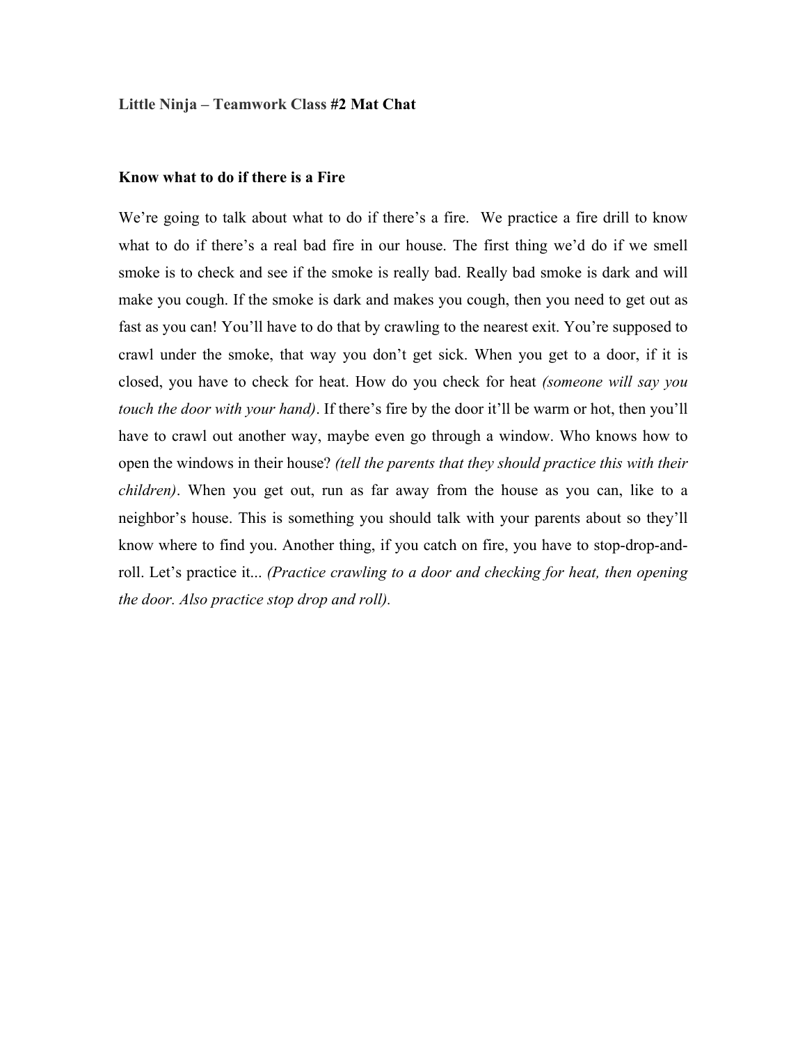**Little Ninja – Teamwork Class #2 Mat Chat**

**Know what to do if there is a Fire**

We're going to talk about what to do if there's a fire.  We practice a fire drill to know what to do if there's a real bad fire in our house. The first thing we'd do if we smell smoke is to check and see if the smoke is really bad. Really bad smoke is dark and will make you cough. If the smoke is dark and makes you cough, then you need to get out as fast as you can! You'll have to do that by crawling to the nearest exit. You're supposed to crawl under the smoke, that way you don't get sick. When you get to a door, if it is closed, you have to check for heat. How do you check for heat *(someone will say you touch the door with your hand)*. If there's fire by the door it'll be warm or hot, then you'll have to crawl out another way, maybe even go through a window. Who knows how to open the windows in their house? *(tell the parents that they should practice this with their children)*. When you get out, run as far away from the house as you can, like to a neighbor's house. This is something you should talk with your parents about so they'll know where to find you. Another thing, if you catch on fire, you have to stop-drop-and-roll. Let's practice it... *(Practice crawling to a door and checking for heat, then opening the door. Also practice stop drop and roll).*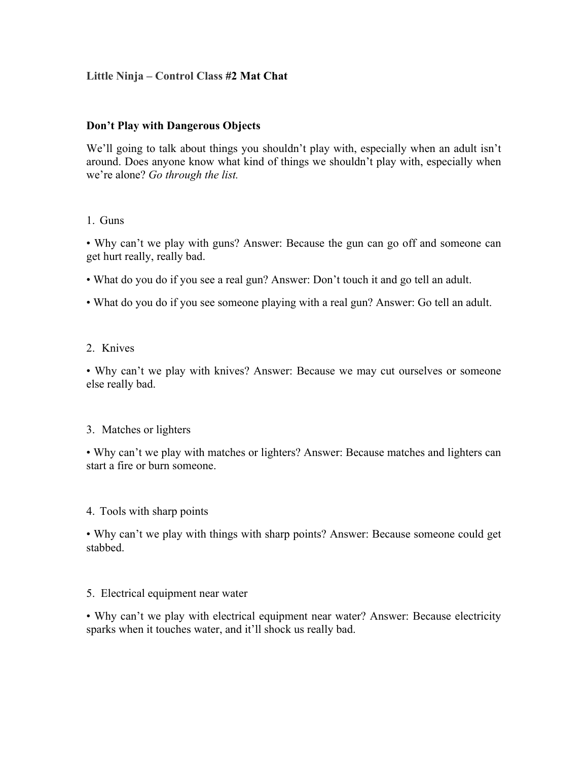**Little Ninja – Control Class #2 Mat Chat**

**Don't Play with Dangerous Objects**

We'll going to talk about things you shouldn't play with, especially when an adult isn't around. Does anyone know what kind of things we shouldn't play with, especially when we're alone? *Go through the list.*

1. Guns

• Why can't we play with guns? Answer: Because the gun can go off and someone can get hurt really, really bad.

• What do you do if you see a real gun? Answer: Don't touch it and go tell an adult.

• What do you do if you see someone playing with a real gun? Answer: Go tell an adult.

2. Knives

• Why can't we play with knives? Answer: Because we may cut ourselves or someone else really bad.

3. Matches or lighters

• Why can't we play with matches or lighters? Answer: Because matches and lighters can start a fire or burn someone.

4. Tools with sharp points

• Why can't we play with things with sharp points? Answer: Because someone could get stabbed.

5. Electrical equipment near water

• Why can't we play with electrical equipment near water? Answer: Because electricity sparks when it touches water, and it'll shock us really bad.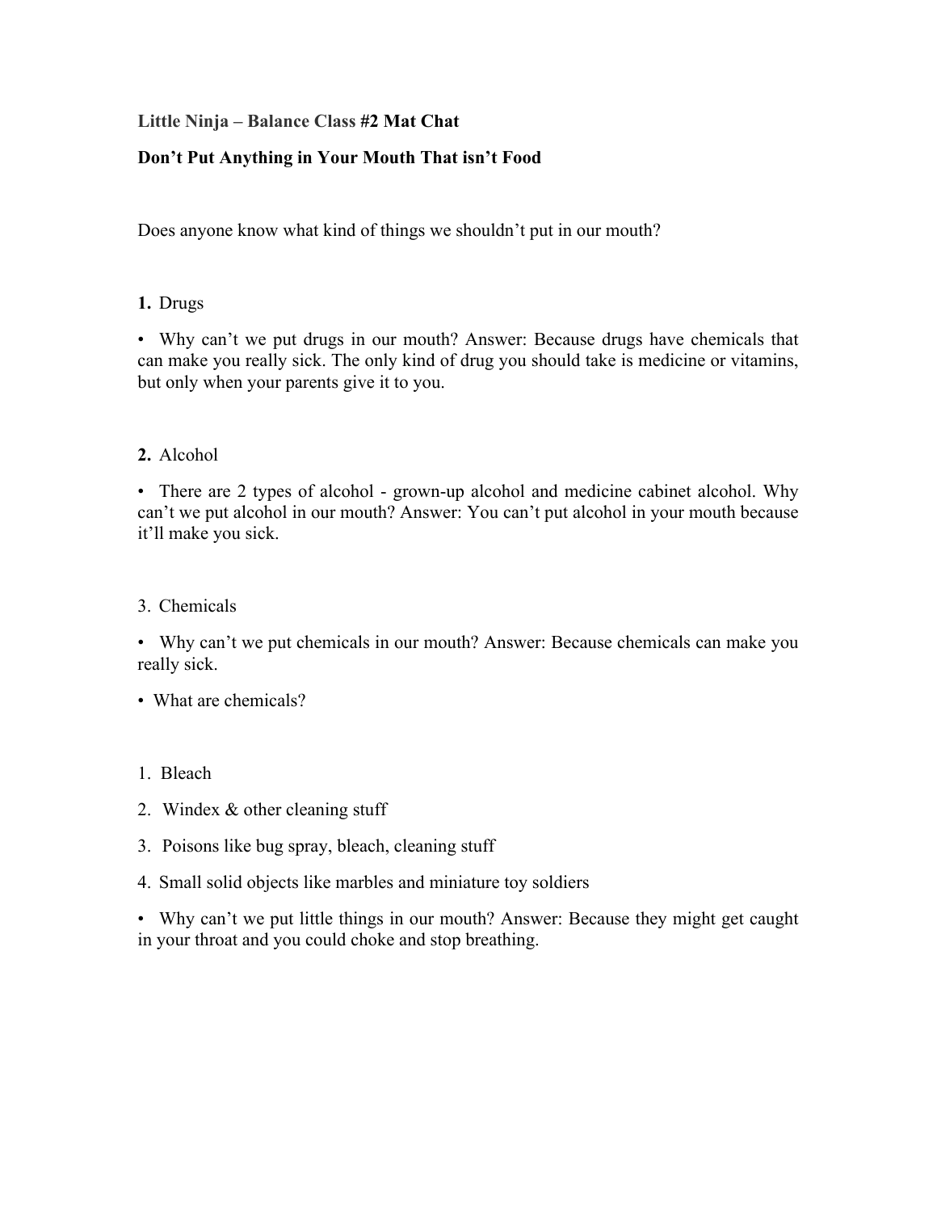**Little Ninja – Balance Class #2 Mat Chat**

**Don't Put Anything in Your Mouth That isn't Food**

Does anyone know what kind of things we shouldn't put in our mouth?

**1.** Drugs

- Why can't we put drugs in our mouth? Answer: Because drugs have chemicals that can make you really sick. The only kind of drug you should take is medicine or vitamins, but only when your parents give it to you.

**2.** Alcohol

- There are 2 types of alcohol - grown-up alcohol and medicine cabinet alcohol. Why can't we put alcohol in our mouth? Answer: You can't put alcohol in your mouth because it'll make you sick.

3. Chemicals

- Why can't we put chemicals in our mouth? Answer: Because chemicals can make you really sick.
- What are chemicals?

1. Bleach
2. Windex & other cleaning stuff
3. Poisons like bug spray, bleach, cleaning stuff
4. Small solid objects like marbles and miniature toy soldiers

- Why can't we put little things in our mouth? Answer: Because they might get caught in your throat and you could choke and stop breathing.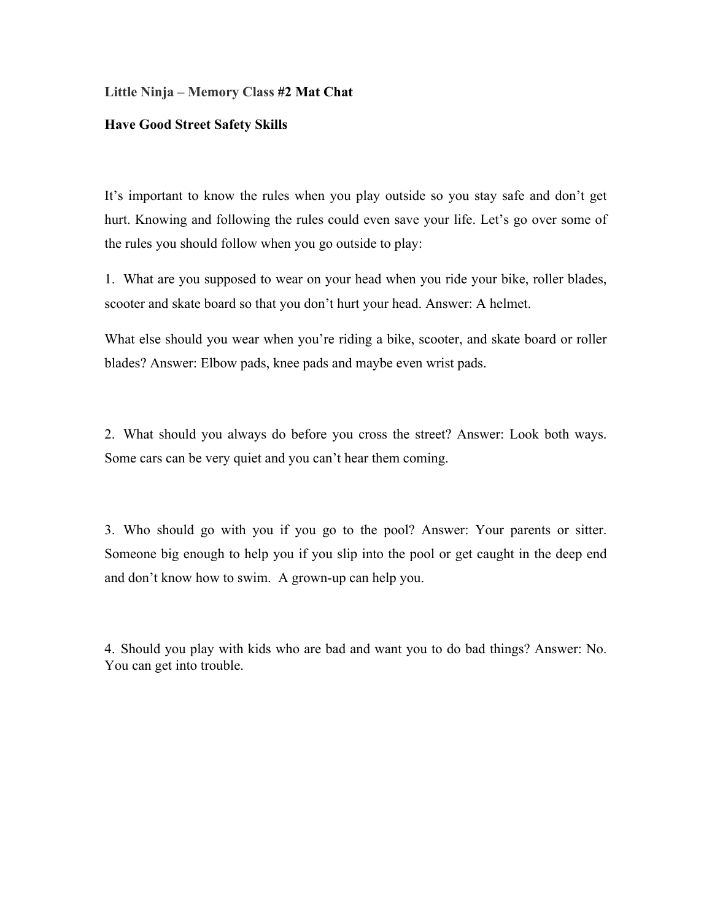**Little Ninja – Memory Class #2 Mat Chat**

**Have Good Street Safety Skills**

It's important to know the rules when you play outside so you stay safe and don't get hurt. Knowing and following the rules could even save your life. Let's go over some of the rules you should follow when you go outside to play:

1. What are you supposed to wear on your head when you ride your bike, roller blades, scooter and skate board so that you don't hurt your head. Answer: A helmet.

What else should you wear when you're riding a bike, scooter, and skate board or roller blades? Answer: Elbow pads, knee pads and maybe even wrist pads.

2. What should you always do before you cross the street? Answer: Look both ways. Some cars can be very quiet and you can't hear them coming.

3. Who should go with you if you go to the pool? Answer: Your parents or sitter. Someone big enough to help you if you slip into the pool or get caught in the deep end and don't know how to swim. A grown-up can help you.

4. Should you play with kids who are bad and want you to do bad things? Answer: No. You can get into trouble.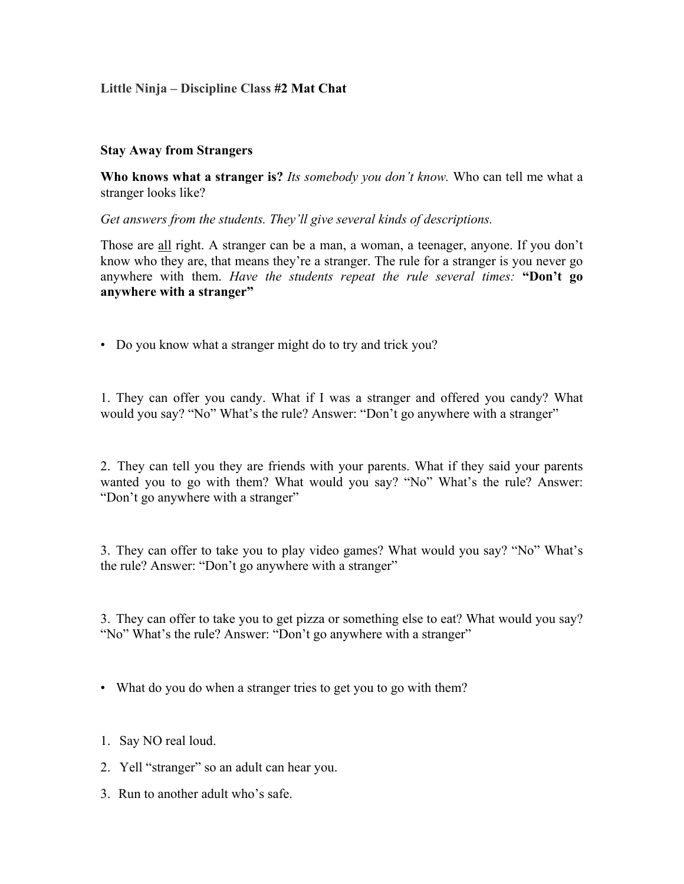**Little Ninja – Discipline Class #2 Mat Chat**

**Stay Away from Strangers**

**Who knows what a stranger is?** *Its somebody you don't know.* Who can tell me what a stranger looks like?

*Get answers from the students. They'll give several kinds of descriptions.*

Those are <u>all</u> right. A stranger can be a man, a woman, a teenager, anyone. If you don't know who they are, that means they're a stranger. The rule for a stranger is you never go anywhere with them. *Have the students repeat the rule several times:* **"Don't go anywhere with a stranger"**

- Do you know what a stranger might do to try and trick you?

1. They can offer you candy. What if I was a stranger and offered you candy? What would you say? "No" What's the rule? Answer: "Don't go anywhere with a stranger"

2. They can tell you they are friends with your parents. What if they said your parents wanted you to go with them? What would you say? "No" What's the rule? Answer: "Don't go anywhere with a stranger"

3. They can offer to take you to play video games? What would you say? "No" What's the rule? Answer: "Don't go anywhere with a stranger"

3. They can offer to take you to get pizza or something else to eat? What would you say? "No" What's the rule? Answer: "Don't go anywhere with a stranger"

- What do you do when a stranger tries to get you to go with them?

1. Say NO real loud.
2. Yell "stranger" so an adult can hear you.
3. Run to another adult who's safe.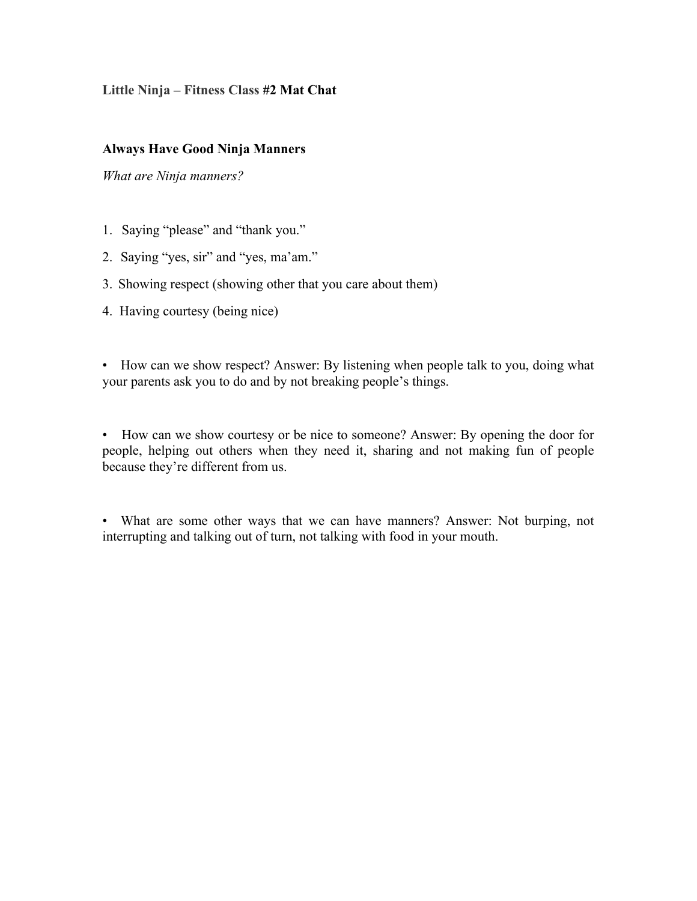**Little Ninja – Fitness Class #2 Mat Chat**

**Always Have Good Ninja Manners**

*What are Ninja manners?*

1. Saying “please” and “thank you.”
2. Saying “yes, sir” and “yes, ma’am.”
3. Showing respect (showing other that you care about them)
4. Having courtesy (being nice)

- How can we show respect? Answer: By listening when people talk to you, doing what your parents ask you to do and by not breaking people’s things.

- How can we show courtesy or be nice to someone? Answer: By opening the door for people, helping out others when they need it, sharing and not making fun of people because they’re different from us.

- What are some other ways that we can have manners? Answer: Not burping, not interrupting and talking out of turn, not talking with food in your mouth.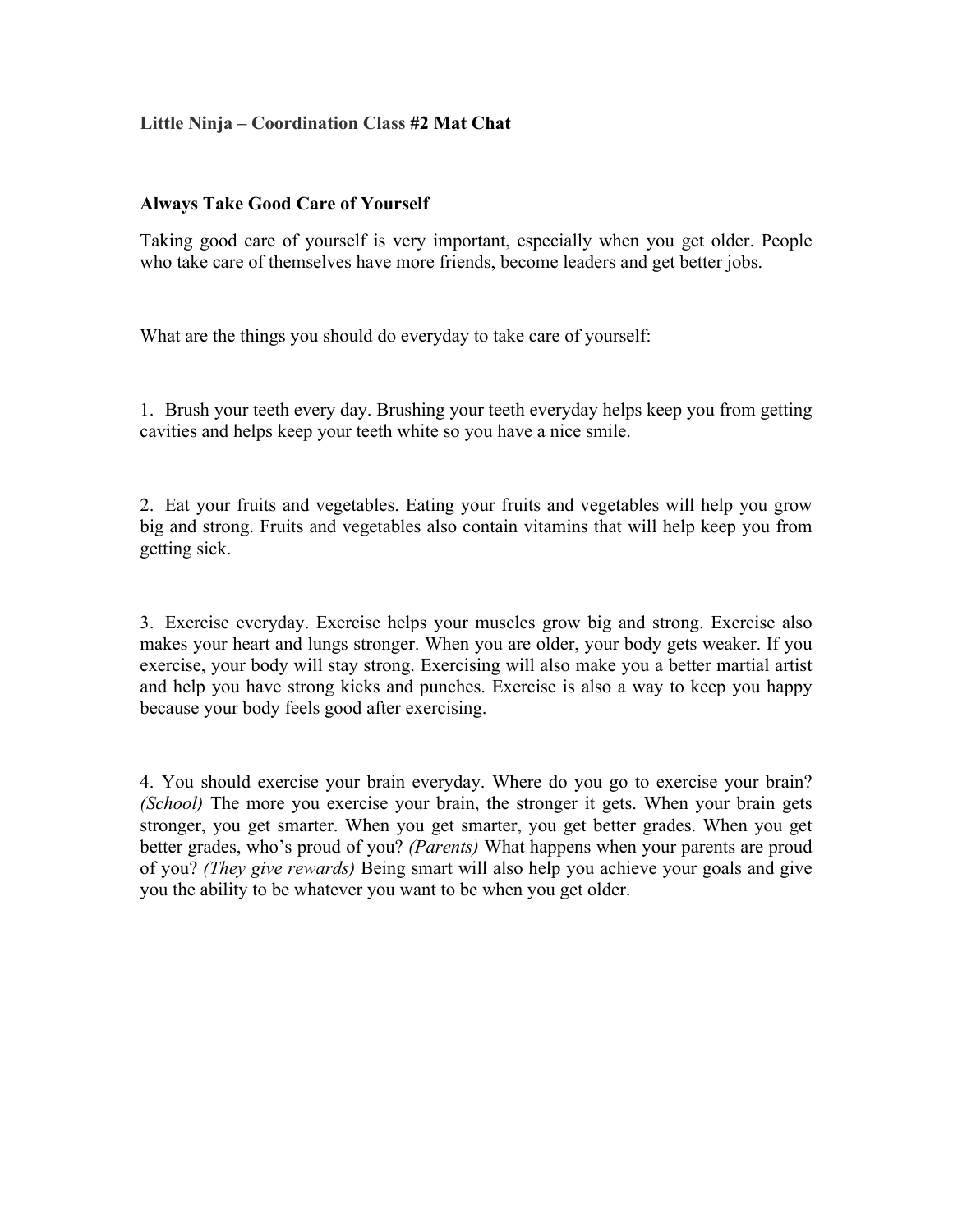**Little Ninja – Coordination Class #2 Mat Chat**

**Always Take Good Care of Yourself**

Taking good care of yourself is very important, especially when you get older. People who take care of themselves have more friends, become leaders and get better jobs.

What are the things you should do everyday to take care of yourself:

1. Brush your teeth every day. Brushing your teeth everyday helps keep you from getting cavities and helps keep your teeth white so you have a nice smile.

2. Eat your fruits and vegetables. Eating your fruits and vegetables will help you grow big and strong. Fruits and vegetables also contain vitamins that will help keep you from getting sick.

3. Exercise everyday. Exercise helps your muscles grow big and strong. Exercise also makes your heart and lungs stronger. When you are older, your body gets weaker. If you exercise, your body will stay strong. Exercising will also make you a better martial artist and help you have strong kicks and punches. Exercise is also a way to keep you happy because your body feels good after exercising.

4. You should exercise your brain everyday. Where do you go to exercise your brain? *(School)* The more you exercise your brain, the stronger it gets. When your brain gets stronger, you get smarter. When you get smarter, you get better grades. When you get better grades, who's proud of you? *(Parents)* What happens when your parents are proud of you? *(They give rewards)* Being smart will also help you achieve your goals and give you the ability to be whatever you want to be when you get older.